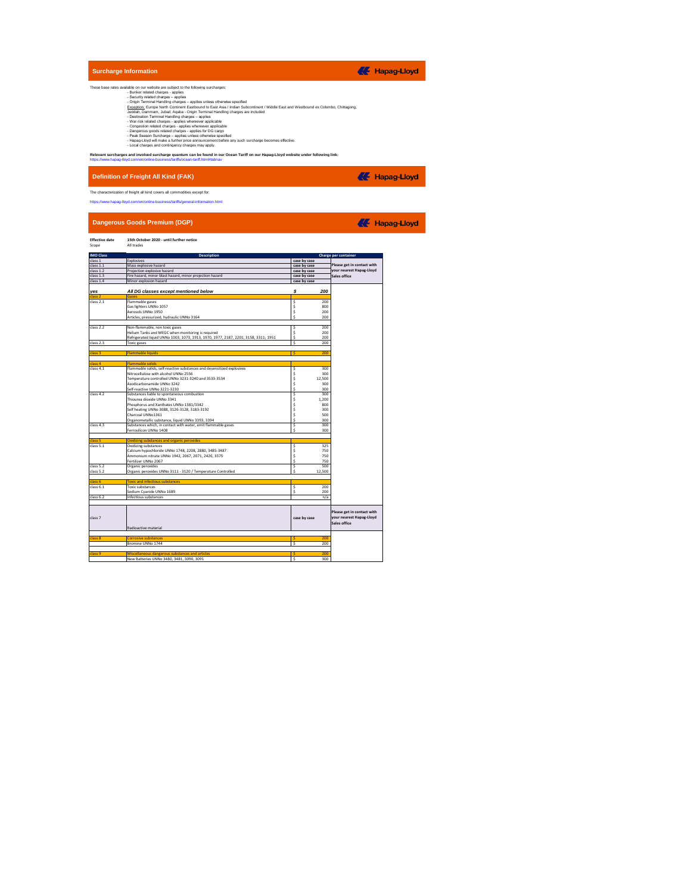## Surcharge Information

Hapag-Lloyd

These base rates available on our website are subject to the following surcharges:

- Bunker related charges - applies
- Security related charges – applies
- Origin Terminal Handling charges – applies unless otherwise specified

Exception: Europe North Continent Eastbound to East Asia / Indian Subcontinent / Middle East and Westbound ex Colombo, Chittagong, Jeddah, Dammam, Jubail, Aqaba - Origin Terminal Handling charges are included

- Destination Terminal Handling charges – applies
- War risk related charges - applies whenever applicable
- Congestion related charges - applies whenever applicable
- Dangerous goods related charges - applies for DG cargo
- Peak Season Surcharge – applies unless otherwise specified
- Hapag-Lloyd will make a further price announcement before any such surcharge becomes effective.
- Local charges and contingency charges may apply.

**Relevant surcharges and involved surcharge quantum can be found in our Ocean Tariff on our Hapag-Lloyd website under following link:**
https://www.hapag-lloyd.com/en/online-business/tariffs/ocean-tariff.html#tabnav

## Definition of Freight All Kind (FAK)

Hapag-Lloyd

The characterization of freight all kind covers all commodities except for:

https://www.hapag-lloyd.com/en/online-business/tariffs/general-information.html

## Dangerous Goods Premium (DGP)

Hapag-Lloyd

**Effective date** **15th October 2020 - until further notice**
Scope All trades

| IMO Class | Description | Charge per container | |
|---|---|---|---|
| class 1 | Explosives | case by case | Please get in contact with your nearest Hapag-Lloyd Sales office |
| class 1.1 | Mass explosive hazard | case by case | |
| class 1.2 | Projection explosive hazard | case by case | |
| class 1.3 | Fire hazard, minor blast hazard, minor projection hazard | case by case | |
| class 1.4 | Minor explosion hazard | case by case | |
| | | | |
| ***yes*** | ***All DG classes except mentioned below*** | ***$ 200*** | |
| class 2 | Gases | | |
| class 2.1 | Flammable gases | $ 200 | |
| | Gas lighters UNNo 1057 | $ 800 | |
| | Aerosols UNNo 1950 | $ 200 | |
| | Articles, pressurized, hydraulic UNNo 3164 | $ 200 | |
| | | | |
| class 2.2 | Non-flammable, non toxic gases | $ 200 | |
| | Helium Tanks and MEGC when monitoring is required | $ 200 | |
| | Refrigerated liquid UNNo 1003, 1073, 1913, 1970, 1977, 2187, 2201, 3158, 3311; 1951 | $ 200 | |
| class 2.3 | Toxic gases | $ 200 | |
| | | | |
| class 3 | Flammable liquids | $ 200 | |
| | | | |
| class 4 | Flammable solids | | |
| class 4.1 | Flammable solids, self-reactive substances and desensitized explosives | $ 300 | |
| | Nitrocellulose with alcohol UNNo 2556 | $ 300 | |
| | Temperature controlled UNNo 3231-3240 and 3533-3534 | $ 12,500 | |
| | Azodicarbonamide UNNo 3242 | $ 300 | |
| | Self-reactive UNNo 3221-3230 | $ 300 | |
| class 4.2 | Substances liable to spontaneous combustion | $ 300 | |
| | Thiourea dioxide UNNo 3341 | $ 1,200 | |
| | Phosphorus and Xanthates UNNo 1381/3342 | $ 800 | |
| | Self heating UNNo 3088, 3126-3128, 3183-3192 | $ 300 | |
| | Charcoal UNNo1361 | $ 500 | |
| | Organometallic substance, liquid UNNo 3393, 3394 | $ 300 | |
| class 4.3 | Substances which, in contact with water, emit flammable gases | $ 300 | |
| | Ferrosilicon UNNo 1408 | $ 300 | |
| | | | |
| class 5 | Oxidizing substances and organic peroxides | | |
| class 5.1 | Oxidizing substances | $ 325 | |
| | Calcium hypochloride UNNo 1748, 2208, 2880, 3485-3487 | $ 750 | |
| | Ammonium nitrate UNNo 1942, 2067, 2071, 2426, 3375 | $ 750 | |
| | Fertilizer UNNo 2067 | $ 750 | |
| class 5.2 | Organic peroxides | $ 500 | |
| class 5.2 | Organic peroxides UNNo 3111 - 3120 / Temperature Controlled | $ 12,500 | |
| | | | |
| class 6 | Toxic and infectious substances | | |
| class 6.1 | Toxic substances | $ 200 | |
| | Sodium Cyanide UNNo 1689 | $ 200 | |
| class 6.2 | Infectious substances | n/a | |
| | | | |
| class 7 | Radioactive material | case by case | Please get in contact with your nearest Hapag-Lloyd Sales office |
| | | | |
| class 8 | Corrosive substances | $ 200 | |
| | Bromine UNNo 1744 | $ 200 | |
| | | | |
| class 9 | Miscellaneous dangerous substances and articles | $ 200 | |
| | New Batteries UNNo 3480, 3481, 3090, 3091 | $ 300 | |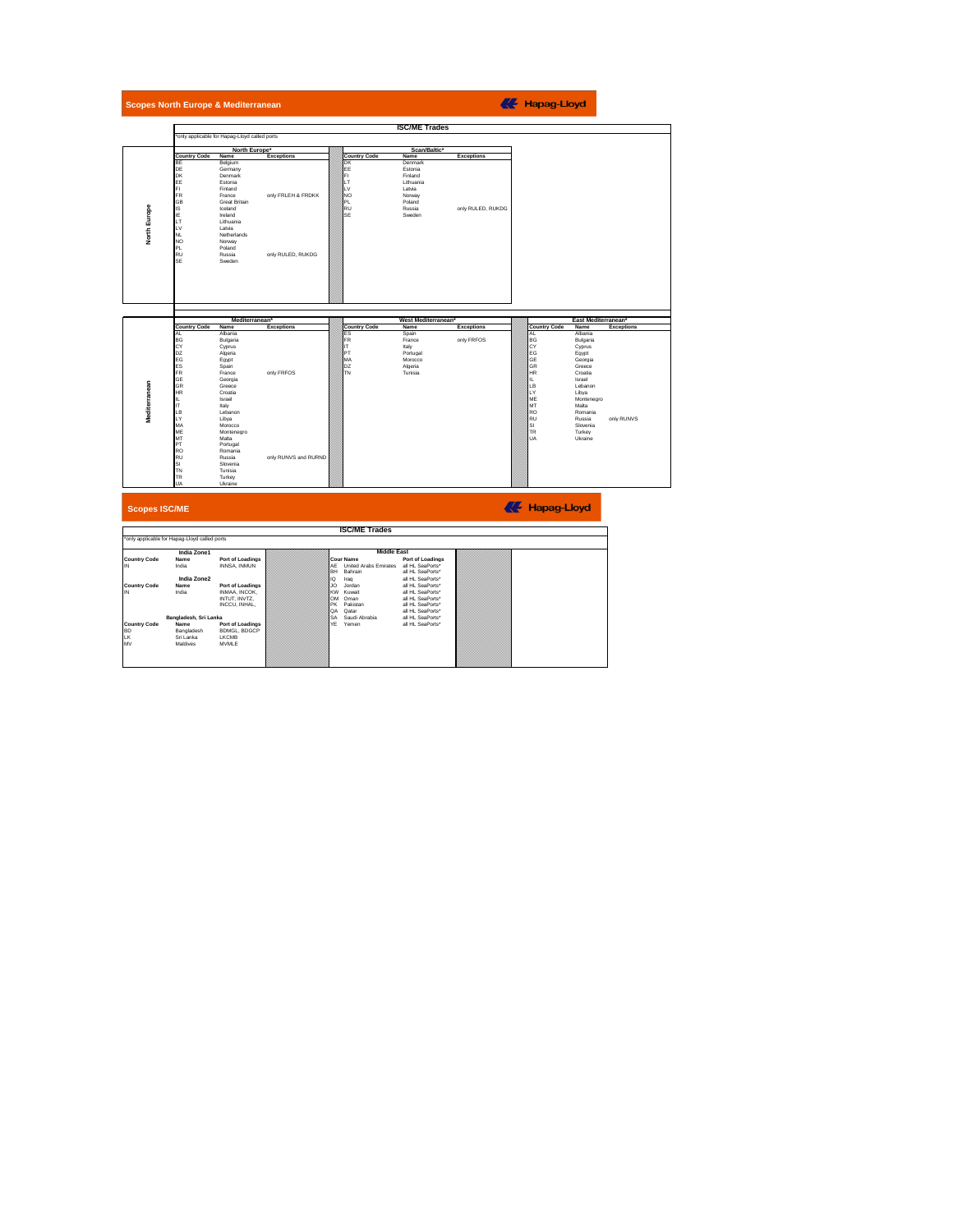## Scopes North Europe & Mediterranean

Hapag-Lloyd

### ISC/ME Trades

*only applicable for Hapag-Lloyd called ports

#### North Europe

**North Europe***

| Country Code | Name | Exceptions |
|---|---|---|
| BE | Belgium | |
| DE | Germany | |
| DK | Denmark | |
| EE | Estonia | |
| FI | Finland | |
| FR | France | only FRLEH & FRDKK |
| GB | Great Britain | |
| IS | Iceland | |
| IE | Ireland | |
| LT | Lithuania | |
| LV | Latvia | |
| NL | Netherlands | |
| NO | Norway | |
| PL | Poland | |
| RU | Russia | only RULED, RUKDG |
| SE | Sweden | |

**Scan/Baltic***

| Country Code | Name | Exceptions |
|---|---|---|
| DK | Denmark | |
| EE | Estonia | |
| FI | Finland | |
| LT | Lithuania | |
| LV | Latvia | |
| NO | Norway | |
| PL | Poland | |
| RU | Russia | only RULED, RUKDG |
| SE | Sweden | |

#### Mediterranean

**Mediterranean***

| Country Code | Name | Exceptions |
|---|---|---|
| AL | Albania | |
| BG | Bulgaria | |
| CY | Cyprus | |
| DZ | Algeria | |
| EG | Egypt | |
| ES | Spain | |
| FR | France | only FRFOS |
| GE | Georgia | |
| GR | Greece | |
| HR | Croatia | |
| IL | Israel | |
| IT | Italy | |
| LB | Lebanon | |
| LY | Libya | |
| MA | Morocco | |
| ME | Montenegro | |
| MT | Malta | |
| PT | Portugal | |
| RO | Romania | |
| RU | Russia | only RUNVS and RURND |
| SI | Slovenia | |
| TN | Tunisia | |
| TR | Turkey | |
| UA | Ukraine | |

**West Mediterranean***

| Country Code | Name | Exceptions |
|---|---|---|
| ES | Spain | |
| FR | France | only FRFOS |
| IT | Italy | |
| PT | Portugal | |
| MA | Morocco | |
| DZ | Algeria | |
| TN | Tunisia | |

**East Mediterranean***

| Country Code | Name | Exceptions |
|---|---|---|
| AL | Albania | |
| BG | Bulgaria | |
| CY | Cyprus | |
| EG | Egypt | |
| GE | Georgia | |
| GR | Greece | |
| HR | Croatia | |
| IL | Israel | |
| LB | Lebanon | |
| LY | Libya | |
| ME | Montenegro | |
| MT | Malta | |
| RO | Romania | |
| RU | Russia | only RUNVS |
| SI | Slovenia | |
| TR | Turkey | |
| UA | Ukraine | |

## Scopes ISC/ME

Hapag-Lloyd

### ISC/ME Trades

*only applicable for Hapag-Lloyd called ports

**India Zone1**

| Country Code | Name | Port of Loadings |
|---|---|---|
| IN | India | INNSA, INMUN |

**India Zone2**

| Country Code | Name | Port of Loadings |
|---|---|---|
| IN | India | INMAA, INCOK, INTUT, INVTZ, INCCU, INHAL, |

**Bangladesh, Sri Lanka**

| Country Code | Name | Port of Loadings |
|---|---|---|
| BD | Bangladesh | BDMGL, BDCGP |
| LK | Sri Lanka | LKCMB |
| MV | Maldives | MVMLE |

**Middle East**

| Cour | Name | Port of Loadings |
|---|---|---|
| AE | United Arabs Emirates | all HL SeaPorts* |
| BH | Bahrain | all HL SeaPorts* |
| IQ | Iraq | all HL SeaPorts* |
| JO | Jordan | all HL SeaPorts* |
| KW | Kuwait | all HL SeaPorts* |
| OM | Oman | all HL SeaPorts* |
| PK | Pakistan | all HL SeaPorts* |
| QA | Qatar | all HL SeaPorts* |
| SA | Saudi Arabia | all HL SeaPorts* |
| YE | Yemen | all HL SeaPorts* |